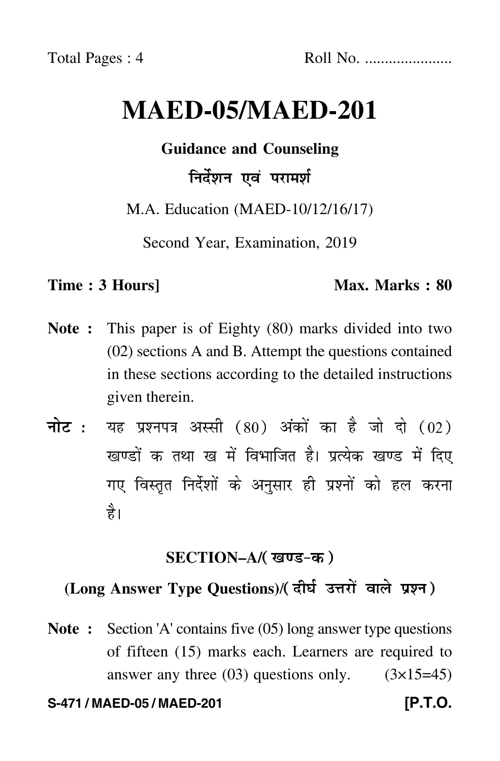Total Pages : 4 Roll No. ....................

# MAED-05/MAED-201

**Guidance and Counseling**

**निर्देशन एवं परामर्श**

M.A. Education (MAED-10/12/16/17)

Second Year, Examination, 2019

**Time : 3 Hours]** **Max. Marks : 80**

**Note :** This paper is of Eighty (80) marks divided into two (02) sections A and B. Attempt the questions contained in these sections according to the detailed instructions given therein.

**नोट :** यह प्रश्नपत्र अस्सी (80) अंकों का है जो दो (02) खण्डों क तथा ख में विभाजित है। प्रत्येक खण्ड में दिए गए विस्तृत निर्देशों के अनुसार ही प्रश्नों को हल करना है।

## SECTION–A/(खण्ड-क)

### (Long Answer Type Questions)/(दीर्घ उत्तरों वाले प्रश्न)

**Note :** Section 'A' contains five (05) long answer type questions of fifteen (15) marks each. Learners are required to answer any three (03) questions only. (3×15=45)

**S-471 / MAED-05 / MAED-201** **[P.T.O.**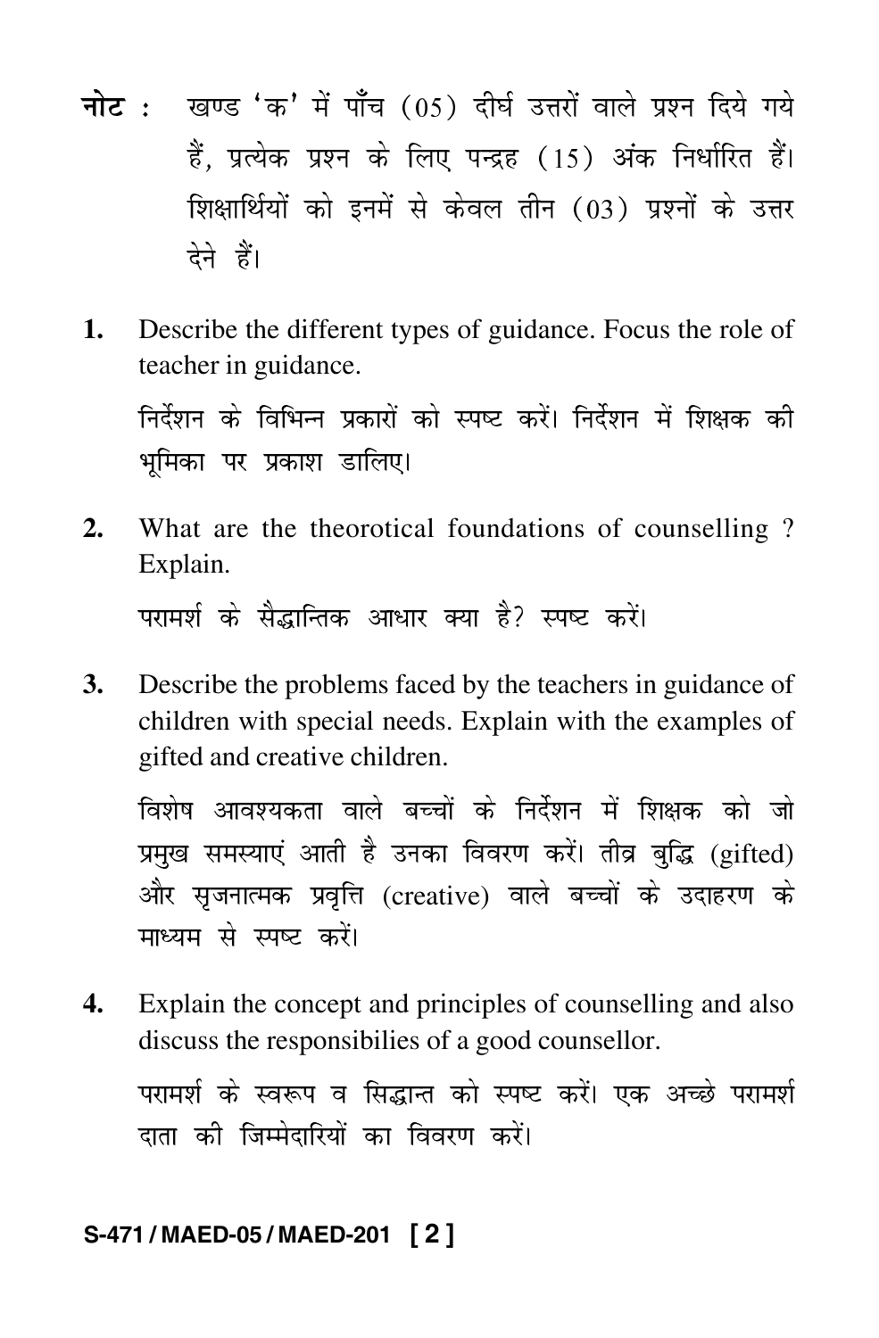**नोट :** खण्ड 'क' में पाँच (05) दीर्घ उत्तरों वाले प्रश्न दिये गये हैं, प्रत्येक प्रश्न के लिए पन्द्रह (15) अंक निर्धारित हैं। शिक्षार्थियों को इनमें से केवल तीन (03) प्रश्नों के उत्तर देने हैं।

**1.** Describe the different types of guidance. Focus the role of teacher in guidance.

निर्देशन के विभिन्न प्रकारों को स्पष्ट करें। निर्देशन में शिक्षक की भूमिका पर प्रकाश डालिए।

**2.** What are the theorotical foundations of counselling ? Explain.

परामर्श के सैद्धान्तिक आधार क्या है? स्पष्ट करें।

**3.** Describe the problems faced by the teachers in guidance of children with special needs. Explain with the examples of gifted and creative children.

विशेष आवश्यकता वाले बच्चों के निर्देशन में शिक्षक को जो प्रमुख समस्याएं आती है उनका विवरण करें। तीव्र बुद्धि (gifted) और सृजनात्मक प्रवृत्ति (creative) वाले बच्चों के उदाहरण के माध्यम से स्पष्ट करें।

**4.** Explain the concept and principles of counselling and also discuss the responsibilies of a good counsellor.

परामर्श के स्वरूप व सिद्धान्त को स्पष्ट करें। एक अच्छे परामर्श दाता की जिम्मेदारियों का विवरण करें।

**S-471 / MAED-05 / MAED-201**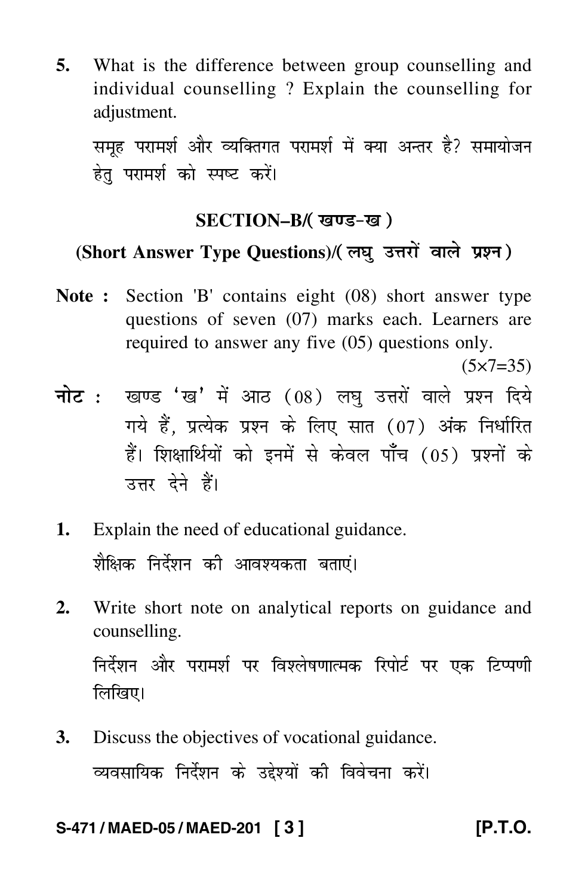5. What is the difference between group counselling and individual counselling ? Explain the counselling for adjustment.

   समूह परामर्श और व्यक्तिगत परामर्श में क्या अन्तर है? समायोजन हेतु परामर्श को स्पष्ट करें।

## SECTION–B/( खण्ड-ख )

### (Short Answer Type Questions)/( लघु उत्तरों वाले प्रश्न )

**Note :** Section 'B' contains eight (08) short answer type questions of seven (07) marks each. Learners are required to answer any five (05) questions only. (5×7=35)

**नोट :** खण्ड 'ख' में आठ (08) लघु उत्तरों वाले प्रश्न दिये गये हैं, प्रत्येक प्रश्न के लिए सात (07) अंक निर्धारित हैं। शिक्षार्थियों को इनमें से केवल पाँच (05) प्रश्नों के उत्तर देने हैं।

1. Explain the need of educational guidance.

   शैक्षिक निर्देशन की आवश्यकता बताएं।

2. Write short note on analytical reports on guidance and counselling.

   निर्देशन और परामर्श पर विश्लेषणात्मक रिपोर्ट पर एक टिप्पणी लिखिए।

3. Discuss the objectives of vocational guidance.

   व्यवसायिक निर्देशन के उद्देश्यों की विवेचना करें।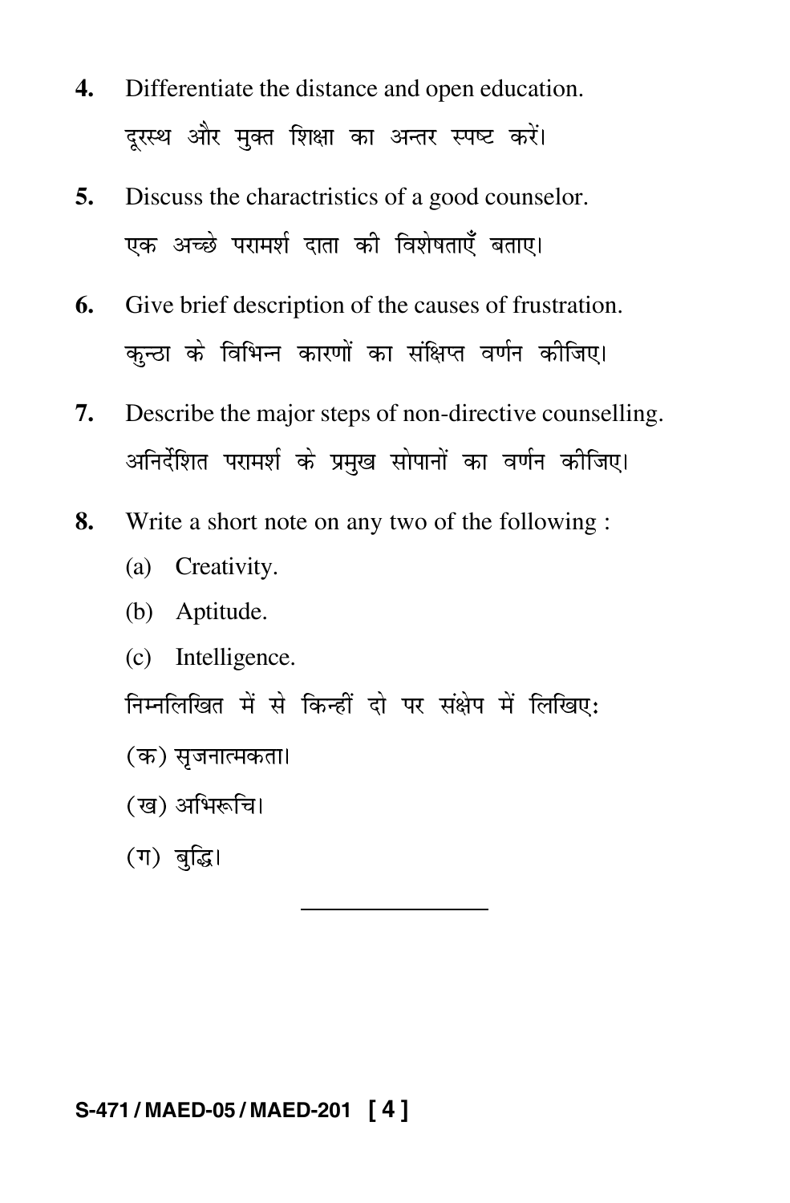**4.** Differentiate the distance and open education.

दूरस्थ और मुक्त शिक्षा का अन्तर स्पष्ट करें।

**5.** Discuss the charactristics of a good counselor.

एक अच्छे परामर्श दाता की विशेषताएँ बताए।

**6.** Give brief description of the causes of frustration.

कुन्ठा के विभिन्न कारणों का संक्षिप्त वर्णन कीजिए।

**7.** Describe the major steps of non-directive counselling.

अनिर्देशित परामर्श के प्रमुख सोपानों का वर्णन कीजिए।

**8.** Write a short note on any two of the following :

(a) Creativity.

(b) Aptitude.

(c) Intelligence.

निम्नलिखित में से किन्हीं दो पर संक्षेप में लिखिए:

(क) सृजनात्मकता।

(ख) अभिरूचि।

(ग) बुद्धि।

---

S-471 / MAED-05 / MAED-201